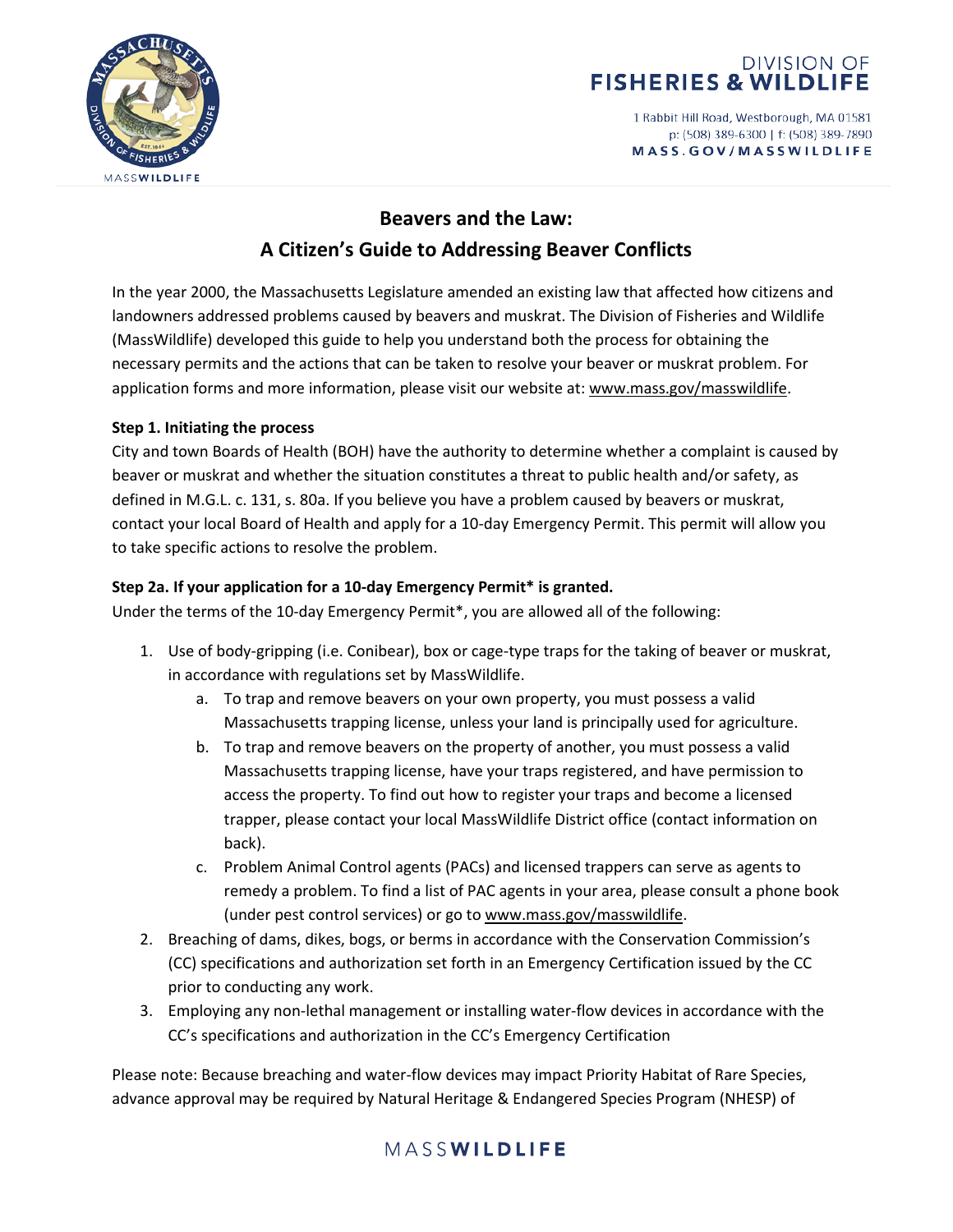DIVISION OF
FISHERIES & WILDLIFE

1 Rabbit Hill Road, Westborough, MA 01581
p: (508) 389-6300 | f: (508) 389-7890
MASS.GOV/MASSWILDLIFE

# Beavers and the Law:
# A Citizen's Guide to Addressing Beaver Conflicts

In the year 2000, the Massachusetts Legislature amended an existing law that affected how citizens and landowners addressed problems caused by beavers and muskrat. The Division of Fisheries and Wildlife (MassWildlife) developed this guide to help you understand both the process for obtaining the necessary permits and the actions that can be taken to resolve your beaver or muskrat problem. For application forms and more information, please visit our website at: www.mass.gov/masswildlife.

**Step 1. Initiating the process**

City and town Boards of Health (BOH) have the authority to determine whether a complaint is caused by beaver or muskrat and whether the situation constitutes a threat to public health and/or safety, as defined in M.G.L. c. 131, s. 80a. If you believe you have a problem caused by beavers or muskrat, contact your local Board of Health and apply for a 10-day Emergency Permit. This permit will allow you to take specific actions to resolve the problem.

**Step 2a. If your application for a 10-day Emergency Permit* is granted.**

Under the terms of the 10-day Emergency Permit*, you are allowed all of the following:

1. Use of body-gripping (i.e. Conibear), box or cage-type traps for the taking of beaver or muskrat, in accordance with regulations set by MassWildlife.
    a. To trap and remove beavers on your own property, you must possess a valid Massachusetts trapping license, unless your land is principally used for agriculture.
    b. To trap and remove beavers on the property of another, you must possess a valid Massachusetts trapping license, have your traps registered, and have permission to access the property. To find out how to register your traps and become a licensed trapper, please contact your local MassWildlife District office (contact information on back).
    c. Problem Animal Control agents (PACs) and licensed trappers can serve as agents to remedy a problem. To find a list of PAC agents in your area, please consult a phone book (under pest control services) or go to www.mass.gov/masswildlife.
2. Breaching of dams, dikes, bogs, or berms in accordance with the Conservation Commission's (CC) specifications and authorization set forth in an Emergency Certification issued by the CC prior to conducting any work.
3. Employing any non-lethal management or installing water-flow devices in accordance with the CC's specifications and authorization in the CC's Emergency Certification

Please note: Because breaching and water-flow devices may impact Priority Habitat of Rare Species, advance approval may be required by Natural Heritage & Endangered Species Program (NHESP) of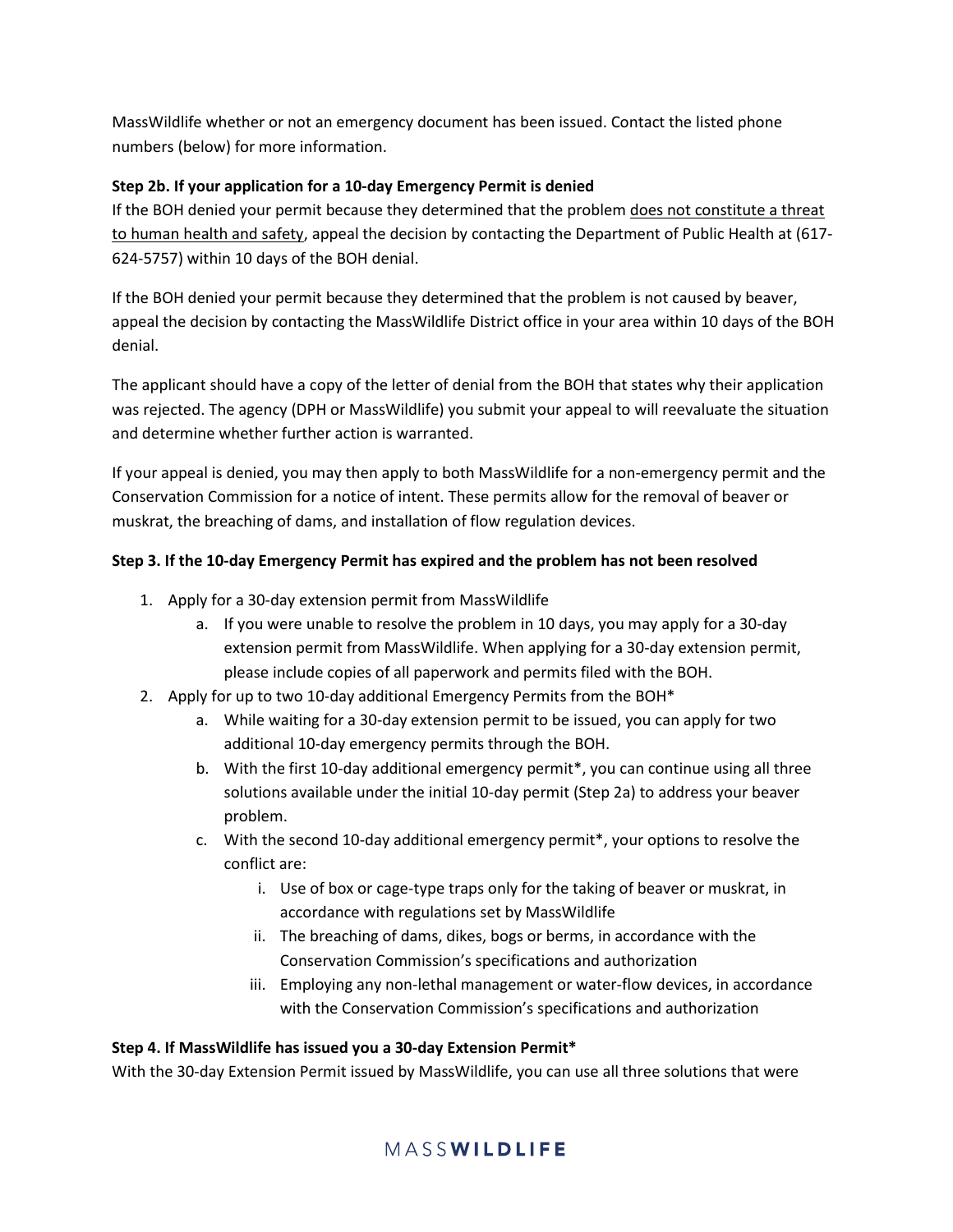MassWildlife whether or not an emergency document has been issued. Contact the listed phone numbers (below) for more information.

**Step 2b. If your application for a 10-day Emergency Permit is denied**

If the BOH denied your permit because they determined that the problem does not constitute a threat to human health and safety, appeal the decision by contacting the Department of Public Health at (617-624-5757) within 10 days of the BOH denial.

If the BOH denied your permit because they determined that the problem is not caused by beaver, appeal the decision by contacting the MassWildlife District office in your area within 10 days of the BOH denial.

The applicant should have a copy of the letter of denial from the BOH that states why their application was rejected. The agency (DPH or MassWildlife) you submit your appeal to will reevaluate the situation and determine whether further action is warranted.

If your appeal is denied, you may then apply to both MassWildlife for a non-emergency permit and the Conservation Commission for a notice of intent. These permits allow for the removal of beaver or muskrat, the breaching of dams, and installation of flow regulation devices.

**Step 3. If the 10-day Emergency Permit has expired and the problem has not been resolved**

1. Apply for a 30-day extension permit from MassWildlife
   a. If you were unable to resolve the problem in 10 days, you may apply for a 30-day extension permit from MassWildlife. When applying for a 30-day extension permit, please include copies of all paperwork and permits filed with the BOH.
2. Apply for up to two 10-day additional Emergency Permits from the BOH*
   a. While waiting for a 30-day extension permit to be issued, you can apply for two additional 10-day emergency permits through the BOH.
   b. With the first 10-day additional emergency permit*, you can continue using all three solutions available under the initial 10-day permit (Step 2a) to address your beaver problem.
   c. With the second 10-day additional emergency permit*, your options to resolve the conflict are:
      i. Use of box or cage-type traps only for the taking of beaver or muskrat, in accordance with regulations set by MassWildlife
      ii. The breaching of dams, dikes, bogs or berms, in accordance with the Conservation Commission's specifications and authorization
      iii. Employing any non-lethal management or water-flow devices, in accordance with the Conservation Commission's specifications and authorization

**Step 4. If MassWildlife has issued you a 30-day Extension Permit***

With the 30-day Extension Permit issued by MassWildlife, you can use all three solutions that were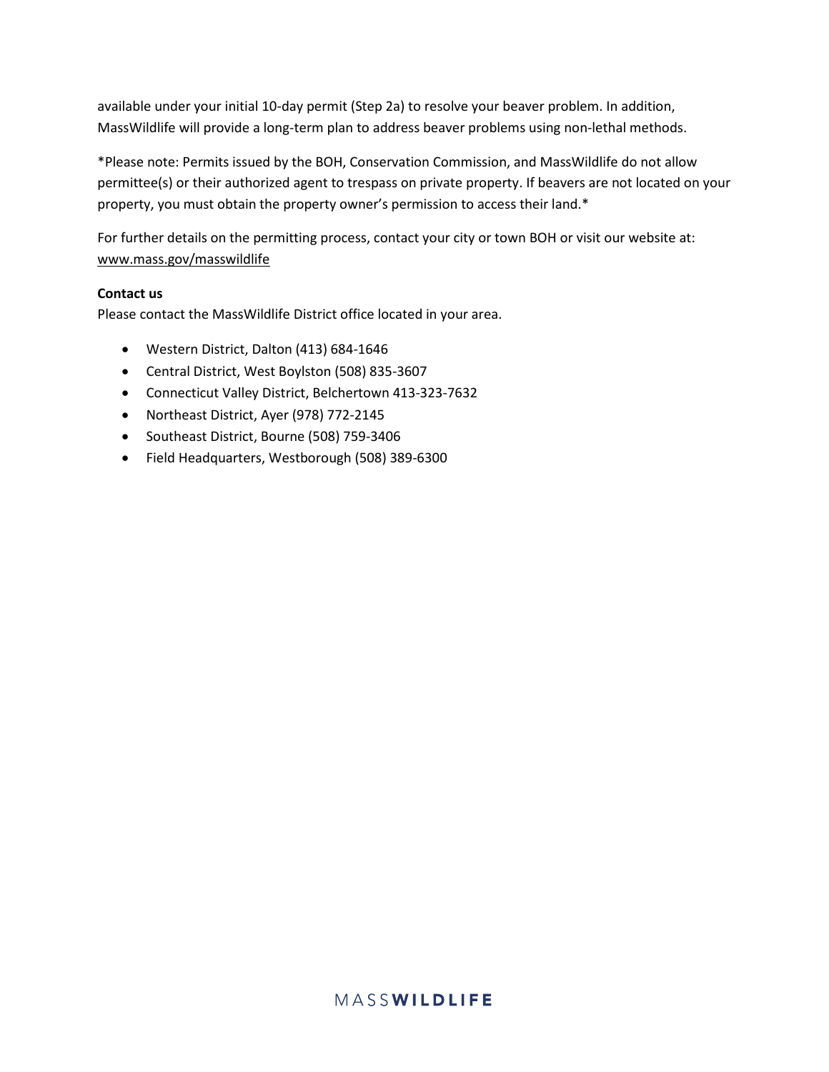available under your initial 10-day permit (Step 2a) to resolve your beaver problem. In addition, MassWildlife will provide a long-term plan to address beaver problems using non-lethal methods.

*Please note: Permits issued by the BOH, Conservation Commission, and MassWildlife do not allow permittee(s) or their authorized agent to trespass on private property. If beavers are not located on your property, you must obtain the property owner's permission to access their land.*

For further details on the permitting process, contact your city or town BOH or visit our website at: www.mass.gov/masswildlife

**Contact us**

Please contact the MassWildlife District office located in your area.

- Western District, Dalton (413) 684-1646
- Central District, West Boylston (508) 835-3607
- Connecticut Valley District, Belchertown 413-323-7632
- Northeast District, Ayer (978) 772-2145
- Southeast District, Bourne (508) 759-3406
- Field Headquarters, Westborough (508) 389-6300